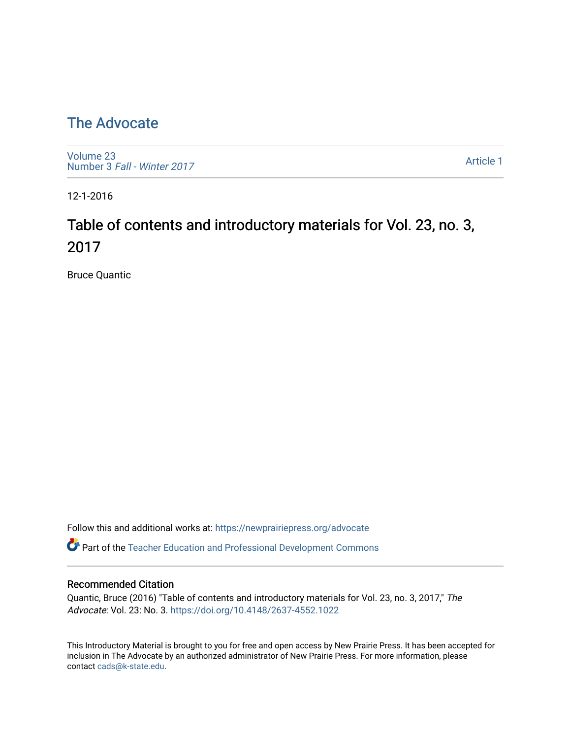# The Advocate

Volume 23
Number 3 *Fall - Winter 2017*

Article 1

12-1-2016

## Table of contents and introductory materials for Vol. 23, no. 3, 2017

Bruce Quantic

Follow this and additional works at: https://newprairiepress.org/advocate

Part of the Teacher Education and Professional Development Commons

### Recommended Citation

Quantic, Bruce (2016) "Table of contents and introductory materials for Vol. 23, no. 3, 2017," *The Advocate*: Vol. 23: No. 3. https://doi.org/10.4148/2637-4552.1022

This Introductory Material is brought to you for free and open access by New Prairie Press. It has been accepted for inclusion in The Advocate by an authorized administrator of New Prairie Press. For more information, please contact cads@k-state.edu.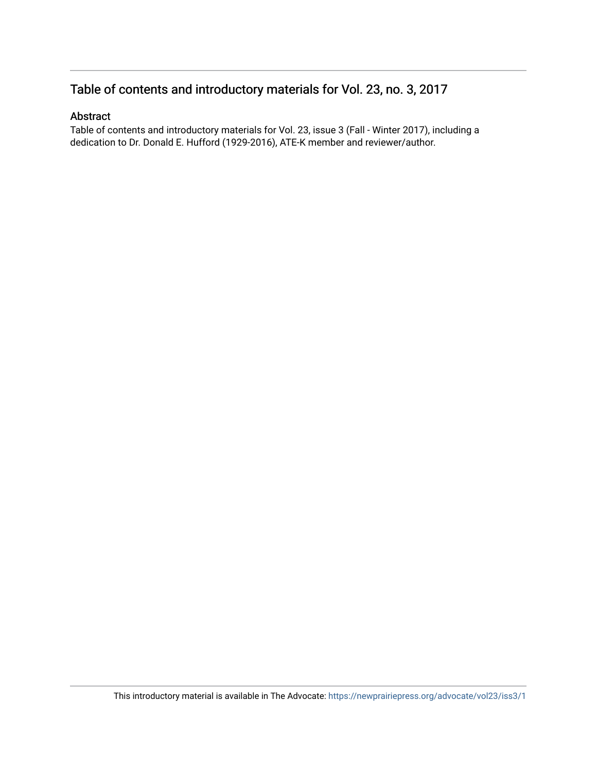## Table of contents and introductory materials for Vol. 23, no. 3, 2017

### Abstract

Table of contents and introductory materials for Vol. 23, issue 3 (Fall - Winter 2017), including a dedication to Dr. Donald E. Hufford (1929-2016), ATE-K member and reviewer/author.

This introductory material is available in The Advocate: https://newprairiepress.org/advocate/vol23/iss3/1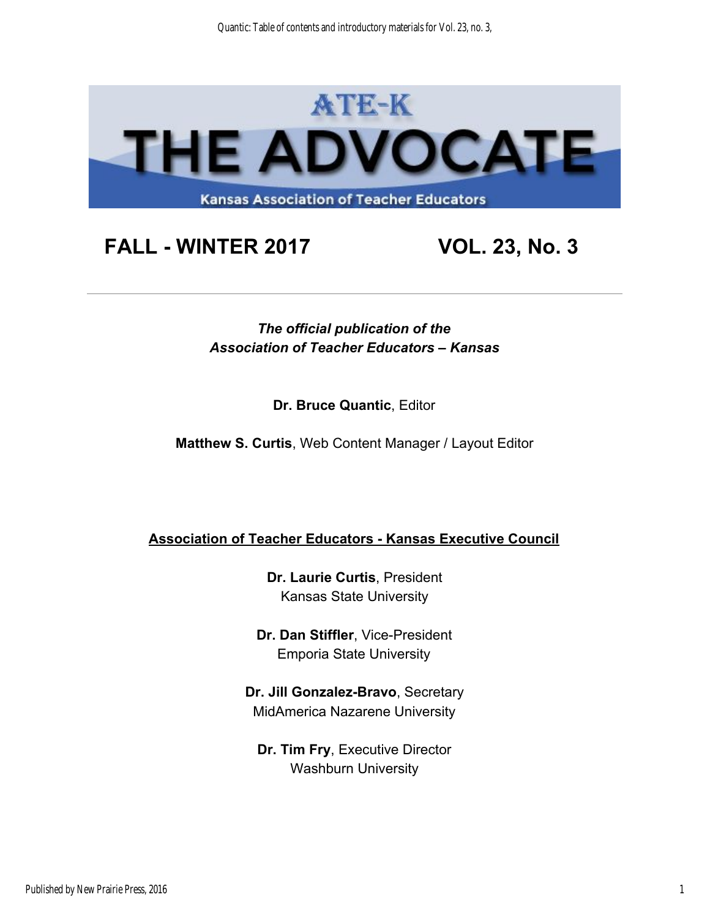# ATE-K THE ADVOCATE

Kansas Association of Teacher Educators

## FALL - WINTER 2017 VOL. 23, No. 3

---

*The official publication of the*
*Association of Teacher Educators – Kansas*

**Dr. Bruce Quantic**, Editor

**Matthew S. Curtis**, Web Content Manager / Layout Editor

**Association of Teacher Educators - Kansas Executive Council**

**Dr. Laurie Curtis**, President
Kansas State University

**Dr. Dan Stiffler**, Vice-President
Emporia State University

**Dr. Jill Gonzalez-Bravo**, Secretary
MidAmerica Nazarene University

**Dr. Tim Fry**, Executive Director
Washburn University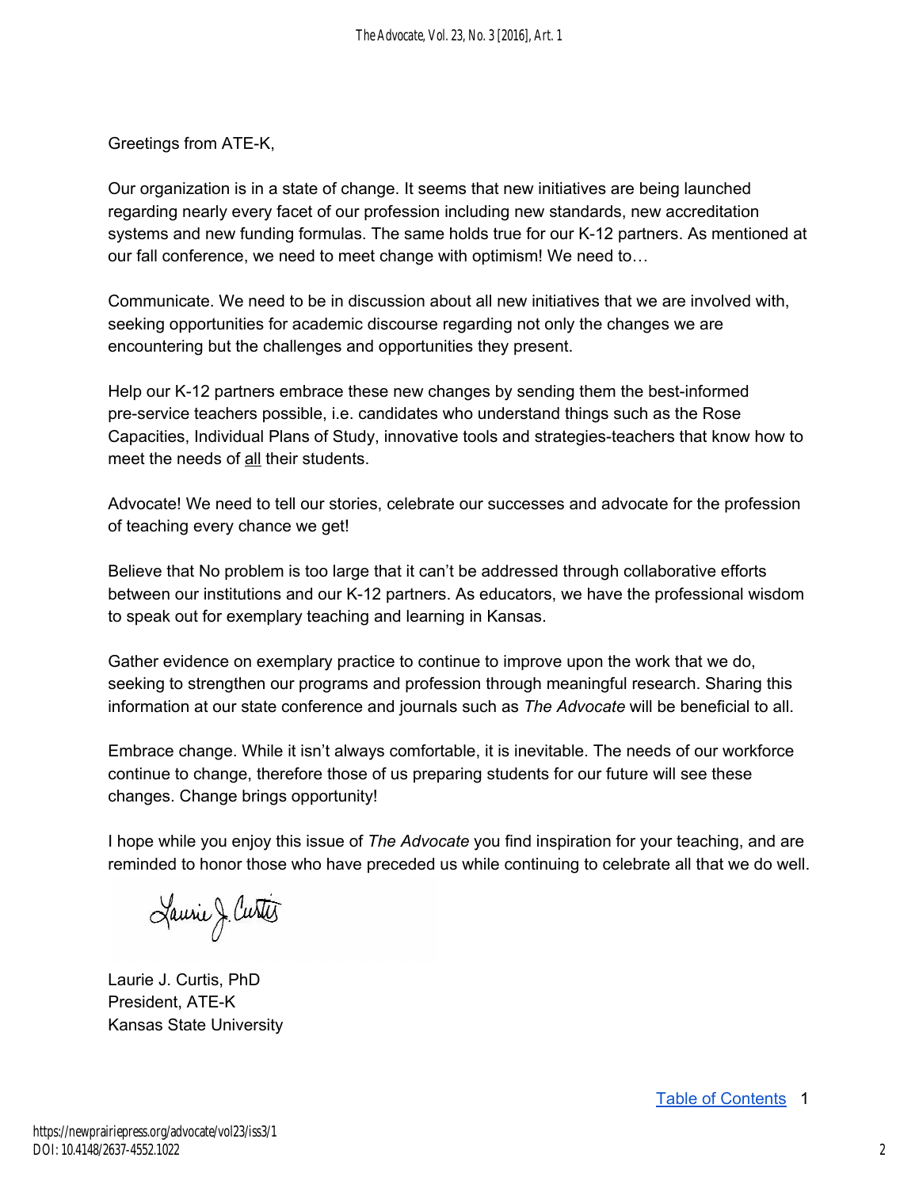Greetings from ATE-K,

Our organization is in a state of change. It seems that new initiatives are being launched regarding nearly every facet of our profession including new standards, new accreditation systems and new funding formulas. The same holds true for our K-12 partners. As mentioned at our fall conference, we need to meet change with optimism! We need to…

Communicate. We need to be in discussion about all new initiatives that we are involved with, seeking opportunities for academic discourse regarding not only the changes we are encountering but the challenges and opportunities they present.

Help our K-12 partners embrace these new changes by sending them the best-informed pre-service teachers possible, i.e. candidates who understand things such as the Rose Capacities, Individual Plans of Study, innovative tools and strategies-teachers that know how to meet the needs of <u>all</u> their students.

Advocate! We need to tell our stories, celebrate our successes and advocate for the profession of teaching every chance we get!

Believe that No problem is too large that it can't be addressed through collaborative efforts between our institutions and our K-12 partners. As educators, we have the professional wisdom to speak out for exemplary teaching and learning in Kansas.

Gather evidence on exemplary practice to continue to improve upon the work that we do, seeking to strengthen our programs and profession through meaningful research. Sharing this information at our state conference and journals such as *The Advocate* will be beneficial to all.

Embrace change. While it isn't always comfortable, it is inevitable. The needs of our workforce continue to change, therefore those of us preparing students for our future will see these changes. Change brings opportunity!

I hope while you enjoy this issue of *The Advocate* you find inspiration for your teaching, and are reminded to honor those who have preceded us while continuing to celebrate all that we do well.

Laurie J. Curtis

Laurie J. Curtis, PhD
President, ATE-K
Kansas State University

Table of Contents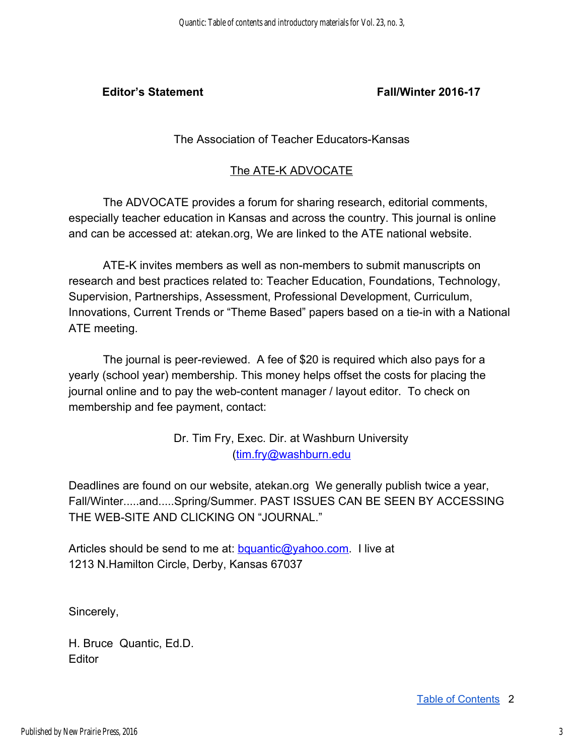**Editor's Statement** **Fall/Winter 2016-17**

The Association of Teacher Educators-Kansas

The ATE-K ADVOCATE

The ADVOCATE provides a forum for sharing research, editorial comments, especially teacher education in Kansas and across the country. This journal is online and can be accessed at: atekan.org, We are linked to the ATE national website.

ATE-K invites members as well as non-members to submit manuscripts on research and best practices related to: Teacher Education, Foundations, Technology, Supervision, Partnerships, Assessment, Professional Development, Curriculum, Innovations, Current Trends or "Theme Based" papers based on a tie-in with a National ATE meeting.

The journal is peer-reviewed. A fee of $20 is required which also pays for a yearly (school year) membership. This money helps offset the costs for placing the journal online and to pay the web-content manager / layout editor. To check on membership and fee payment, contact:

Dr. Tim Fry, Exec. Dir. at Washburn University
(tim.fry@washburn.edu

Deadlines are found on our website, atekan.org We generally publish twice a year, Fall/Winter.....and.....Spring/Summer. PAST ISSUES CAN BE SEEN BY ACCESSING THE WEB-SITE AND CLICKING ON "JOURNAL."

Articles should be send to me at: bquantic@yahoo.com. I live at
1213 N.Hamilton Circle, Derby, Kansas 67037

Sincerely,

H. Bruce Quantic, Ed.D.
Editor

Table of Contents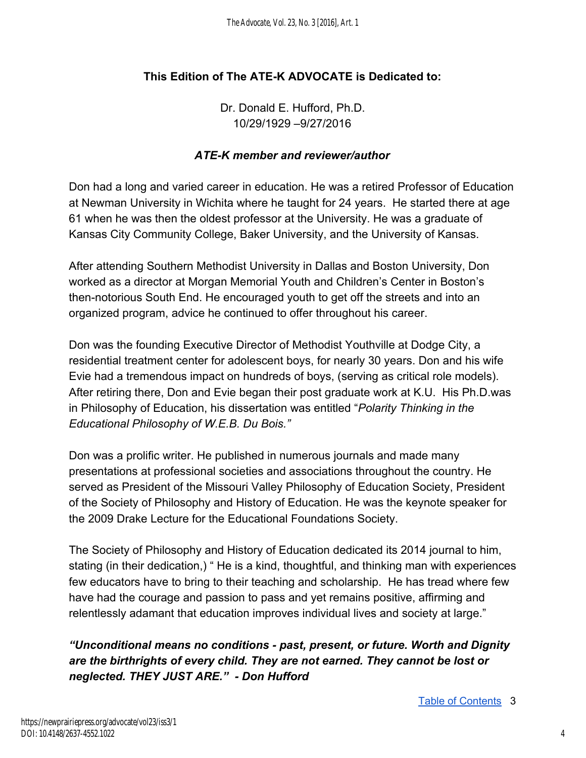## This Edition of The ATE-K ADVOCATE is Dedicated to:

Dr. Donald E. Hufford, Ph.D.
10/29/1929 –9/27/2016

### *ATE-K member and reviewer/author*

Don had a long and varied career in education. He was a retired Professor of Education at Newman University in Wichita where he taught for 24 years. He started there at age 61 when he was then the oldest professor at the University. He was a graduate of Kansas City Community College, Baker University, and the University of Kansas.

After attending Southern Methodist University in Dallas and Boston University, Don worked as a director at Morgan Memorial Youth and Children's Center in Boston's then-notorious South End. He encouraged youth to get off the streets and into an organized program, advice he continued to offer throughout his career.

Don was the founding Executive Director of Methodist Youthville at Dodge City, a residential treatment center for adolescent boys, for nearly 30 years. Don and his wife Evie had a tremendous impact on hundreds of boys, (serving as critical role models). After retiring there, Don and Evie began their post graduate work at K.U. His Ph.D.was in Philosophy of Education, his dissertation was entitled "*Polarity Thinking in the Educational Philosophy of W.E.B. Du Bois."*

Don was a prolific writer. He published in numerous journals and made many presentations at professional societies and associations throughout the country. He served as President of the Missouri Valley Philosophy of Education Society, President of the Society of Philosophy and History of Education. He was the keynote speaker for the 2009 Drake Lecture for the Educational Foundations Society.

The Society of Philosophy and History of Education dedicated its 2014 journal to him, stating (in their dedication,) " He is a kind, thoughtful, and thinking man with experiences few educators have to bring to their teaching and scholarship. He has tread where few have had the courage and passion to pass and yet remains positive, affirming and relentlessly adamant that education improves individual lives and society at large."

***"Unconditional means no conditions - past, present, or future. Worth and Dignity are the birthrights of every child. They are not earned. They cannot be lost or neglected. THEY JUST ARE." - Don Hufford***

[Table of Contents](#)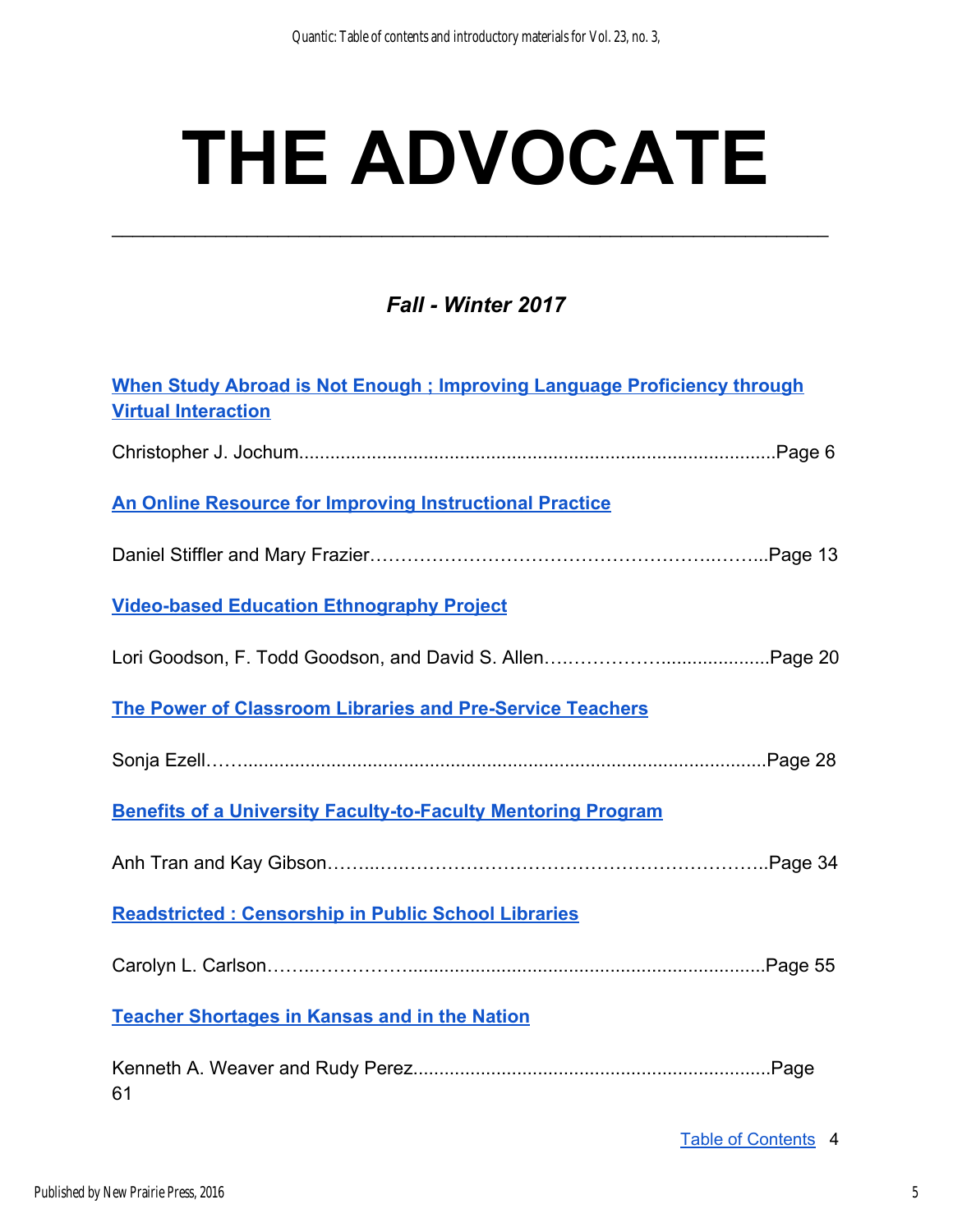# THE ADVOCATE

---

### *Fall - Winter 2017*

**When Study Abroad is Not Enough ; Improving Language Proficiency through Virtual Interaction**

Christopher J. Jochum............................................................................................Page 6

**An Online Resource for Improving Instructional Practice**

Daniel Stiffler and Mary Frazier……………………………………………...……..Page 13

**Video-based Education Ethnography Project**

Lori Goodson, F. Todd Goodson, and David S. Allen….……………....................Page 20

**The Power of Classroom Libraries and Pre-Service Teachers**

Sonja Ezell…….....................................................................................................Page 28

**Benefits of a University Faculty-to-Faculty Mentoring Program**

Anh Tran and Kay Gibson……...….……………………………………………..Page 34

**Readstricted : Censorship in Public School Libraries**

Carolyn L. Carlson……..…………......................................................................Page 55

**Teacher Shortages in Kansas and in the Nation**

Kenneth A. Weaver and Rudy Perez.....................................................................Page 61

Table of Contents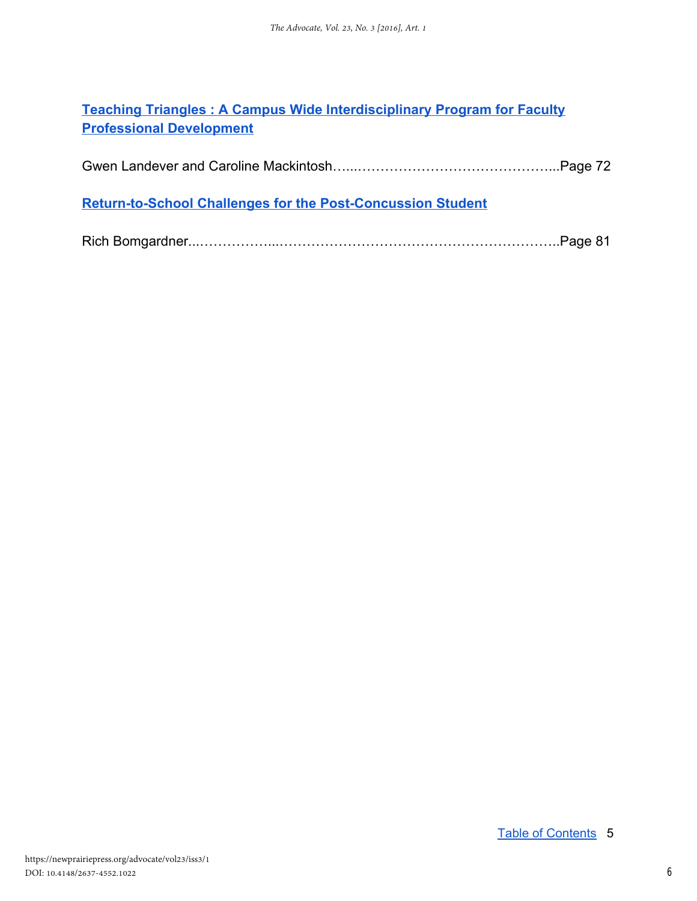**Teaching Triangles : A Campus Wide Interdisciplinary Program for Faculty Professional Development**

Gwen Landever and Caroline Mackintosh…....……………………………………...Page 72

**Return-to-School Challenges for the Post-Concussion Student**

Rich Bomgardner...……………...……………………………………………………..Page 81

Table of Contents